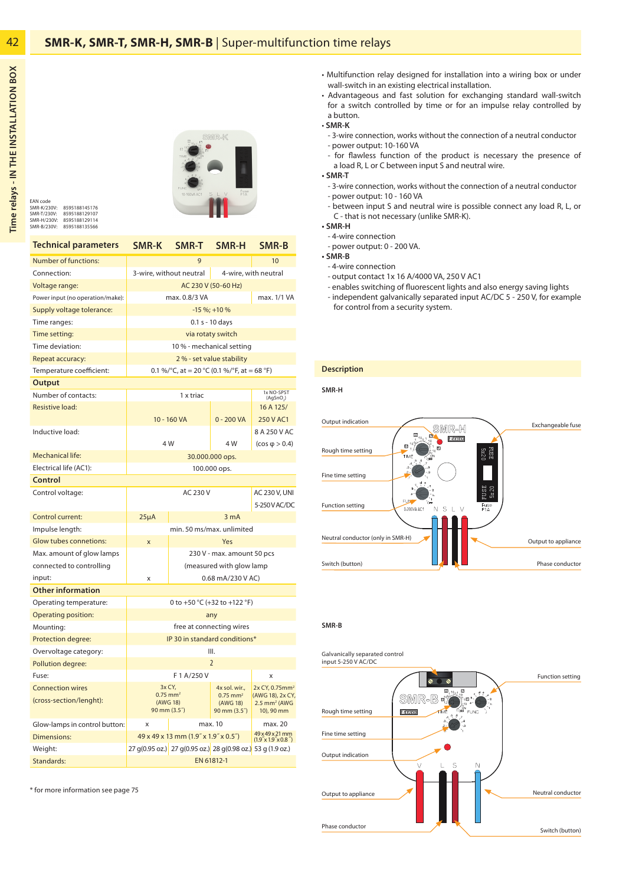# SMR-K, SMR-T, SMR-H, SMR-B | Super-multifunction time relays

EAN code
SMR-K/230V: 8595188145176
SMR-T/230V: 8595188129107
SMR-H/230V: 8595188129114
SMR-B/230V: 8595188135566

| Technical parameters | SMR-K | SMR-T | SMR-H | SMR-B |
|---|---|---|---|---|
| Number of functions: | 9 | | | 10 |
| Connection: | 3-wire, without neutral | | 4-wire, with neutral | |
| Voltage range: | AC 230 V (50-60 Hz) | | | |
| Power input (no operation/make): | max. 0.8/3 VA | | | max. 1/1 VA |
| Supply voltage tolerance: | -15 %; +10 % | | | |
| Time ranges: | 0.1 s - 10 days | | | |
| Time setting: | via rotaty switch | | | |
| Time deviation: | 10 % - mechanical setting | | | |
| Repeat accuracy: | 2 % - set value stability | | | |
| Temperature coefficient: | 0.1 %/°C, at = 20 °C (0.1 %/°F, at = 68 °F) | | | |
| **Output** | | | | |
| Number of contacts: | 1 x triac | | | 1x NO-SPST ($AgSnO_2$) |
| Resistive load: | 10 - 160 VA | | 0 - 200 VA | 16 A 125/ 250 V AC1 |
| Inductive load: | 4 W | | 4 W | 8 A 250 V AC (cos φ > 0.4) |
| Mechanical life: | 30.000.000 ops. | | | |
| Electrical life (AC1): | 100.000 ops. | | | |
| **Control** | | | | |
| Control voltage: | AC 230 V | | | AC 230 V, UNI 5-250 V AC/DC |
| Control current: | 25μA | 3 mA | | |
| Impulse length: | min. 50 ms/max. unlimited | | | |
| Glow tubes conections: | x | Yes | | |
| Max. amount of glow lamps connected to controlling input: | x | 230 V - max. amount 50 pcs (measured with glow lamp 0.68 mA/230 V AC) | | |
| **Other information** | | | | |
| Operating temperature: | 0 to +50 °C (+32 to +122 °F) | | | |
| Operating position: | any | | | |
| Mounting: | free at connecting wires | | | |
| Protection degree: | IP 30 in standard conditions* | | | |
| Overvoltage category: | III. | | | |
| Pollution degree: | 2 | | | |
| Fuse: | F 1 A/250 V | | | x |
| Connection wires (cross-section/lenght): | 3x CY, 0.75 mm² (AWG 18) 90 mm (3.5˝) | | 4x sol. wir., 0.75 mm² (AWG 18) 90 mm (3.5˝) | 2x CY, 0.75mm² (AWG 18), 2x CY, 2.5 mm² (AWG 10), 90 mm |
| Glow-lamps in control button: | x | max. 10 | | max. 20 |
| Dimensions: | 49 x 49 x 13 mm (1.9˝ x 1.9˝ x 0.5˝) | | | 49 x 49 x 21 mm (1.9˝x 1.9˝x 0.8˝) |
| Weight: | 27 g(0.95 oz.) | 27 g(0.95 oz.) | 28 g(0.98 oz.) | 53 g (1.9 oz.) |
| Standards: | EN 61812-1 | | | |

\* for more information see page 75

- Multifunction relay designed for installation into a wiring box or under wall-switch in an existing electrical installation.
- Advantageous and fast solution for exchanging standard wall-switch for a switch controlled by time or for an impulse relay controlled by a button.
- **SMR-K**
  - 3-wire connection, works without the connection of a neutral conductor
  - power output: 10-160 VA
  - for flawless function of the product is necessary the presence of a load R, L or C between input S and neutral wire.
- **SMR-T**
  - 3-wire connection, works without the connection of a neutral conductor
  - power output: 10 - 160 VA
  - between input S and neutral wire is possible connect any load R, L, or C - that is not necessary (unlike SMR-K).
- **SMR-H**
  - 4-wire connection
  - power output: 0 - 200 VA.
- **SMR-B**
  - 4-wire connection
  - output contact 1x 16 A/4000 VA, 250 V AC1
  - enables switching of fluorescent lights and also energy saving lights
  - independent galvanically separated input AC/DC 5 - 250 V, for example for control from a security system.

## Description

**SMR-H**

Output indication
Rough time setting
Fine time setting
Function setting
Neutral conductor (only in SMR-H)
Switch (button)
Exchangeable fuse
Output to appliance
Phase conductor

**SMR-B**

Galvanically separated control input 5-250 V AC/DC
Rough time setting
Fine time setting
Output indication
Output to appliance
Phase conductor
Function setting
Neutral conductor
Switch (button)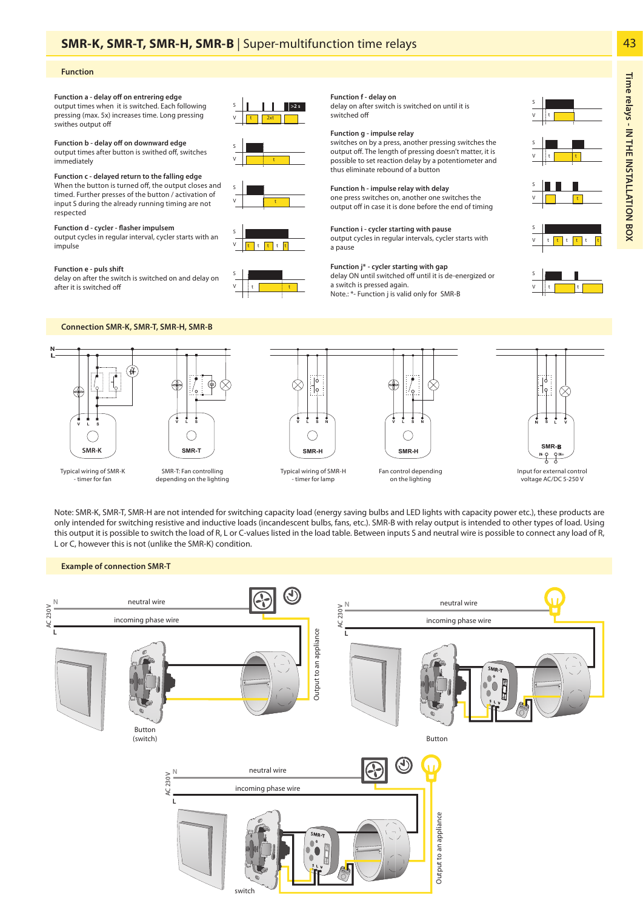# SMR-K, SMR-T, SMR-H, SMR-B | Super-multifunction time relays

## Function

**Function a - delay off on entering edge**
output times when it is switched. Each following pressing (max. 5x) increases time. Long pressing swithes output off

S
V
t
2xt
>2 s

**Function b - delay off on downward edge**
output times after button is swithed off, switches immediately

S
V
t

**Function c - delayed return to the falling edge**
When the button is turned off, the output closes and timed. Further presses of the button / activation of input S during the already running timing are not respected

S
V
t

**Function d - cycler - flasher impulsem**
output cycles in regular interval, cycler starts with an impulse

S
V
t t t t t

**Function e - puls shift**
delay on after the switch is switched on and delay on after it is switched off

S
V
t t

**Function f - delay on**
delay on after switch is switched on until it is switched off

S
V
t

**Function g - impulse relay**
switches on by a press, another pressing switches the output off. The length of pressing doesn't matter, it is possible to set reaction delay by a potentiometer and thus eliminate rebound of a button

S
V
t t

**Function h - impulse relay with delay**
one press switches on, another one switches the output off in case it is done before the end of timing

S
V
t

**Function i - cycler starting with pause**
output cycles in regular intervals, cycler starts with a pause

S
V
t t t t t t

**Function j* - cycler starting with gap**
delay ON until switched off until it is de-energized or a switch is pressed again.
Note.: *- Function j is valid only for SMR-B

S
V
t t

## Connection SMR-K, SMR-T, SMR-H, SMR-B

N
L
V L S
SMR-K
Typical wiring of SMR-K - timer for fan

V L S
SMR-T
SMR-T: Fan controlling depending on the lighting

V L S N
SMR-H
Typical wiring of SMR-H - timer for lamp

V L S N
SMR-H
Fan control depending on the lighting

N S L V
SMR-B
IN- IN+
Input for external control voltage AC/DC 5-250 V

Note: SMR-K, SMR-T, SMR-H are not intended for switching capacity load (energy saving bulbs and LED lights with capacity power etc.), these products are only intended for switching resistive and inductive loads (incandescent bulbs, fans, etc.). SMR-B with relay output is intended to other types of load. Using this output it is possible to switch the load of R, L or C-values listed in the load table. Between inputs S and neutral wire is possible to connect any load of R, L or C, however this is not (unlike the SMR-K) condition.

## Example of connection SMR-T

AC 230 V
N
L
neutral wire
incoming phase wire
Output to an appliance
Button (switch)

AC 230 V
N
L
neutral wire
incoming phase wire
SMR-T
S L V
Button

AC 230 V
N
L
neutral wire
incoming phase wire
SMR-T
S L V
Output to an appliance
switch